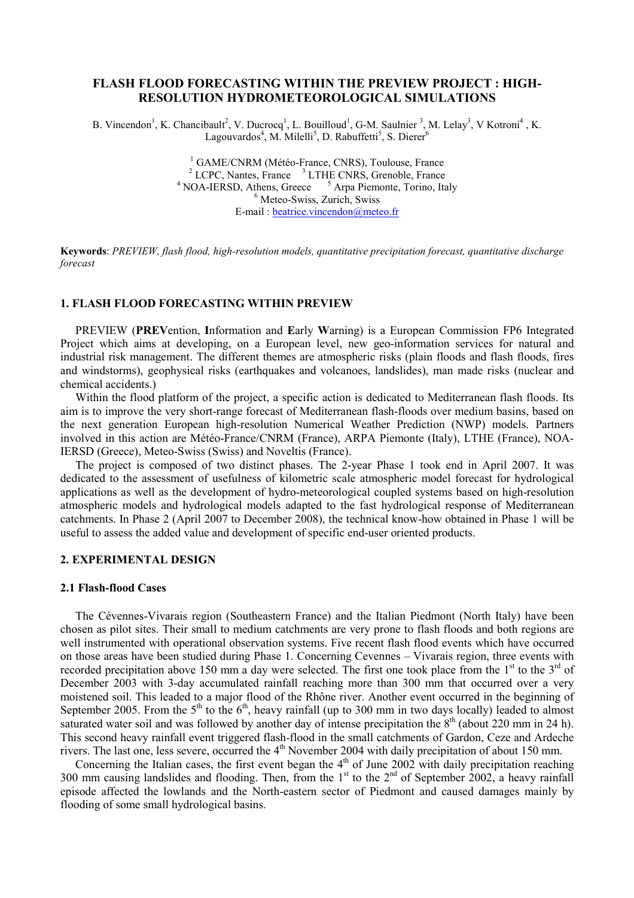# FLASH FLOOD FORECASTING WITHIN THE PREVIEW PROJECT : HIGH-RESOLUTION HYDROMETEOROLOGICAL SIMULATIONS

B. Vincendon[1], K. Chancibault[2], V. Ducrocq[1], L. Bouilloud[1], G-M. Saulnier [3], M. Lelay[3], V Kotroni[4] , K. Lagouvardos[4], M. Milelli[5], D. Rabuffetti[5], S. Dierer[6]

[1] GAME/CNRM (Météo-France, CNRS), Toulouse, France
[2] LCPC, Nantes, France [3] LTHE CNRS, Grenoble, France
[4] NOA-IERSD, Athens, Greece [5] Arpa Piemonte, Torino, Italy
[6] Meteo-Swiss, Zurich, Swiss
E-mail : beatrice.vincendon@meteo.fr

**Keywords**: *PREVIEW, flash flood, high-resolution models, quantitative precipitation forecast, quantitative discharge forecast*

## 1. FLASH FLOOD FORECASTING WITHIN PREVIEW

PREVIEW (**PREV**ention, **I**nformation and **E**arly **W**arning) is a European Commission FP6 Integrated Project which aims at developing, on a European level, new geo-information services for natural and industrial risk management. The different themes are atmospheric risks (plain floods and flash floods, fires and windstorms), geophysical risks (earthquakes and volcanoes, landslides), man made risks (nuclear and chemical accidents.)

Within the flood platform of the project, a specific action is dedicated to Mediterranean flash floods. Its aim is to improve the very short-range forecast of Mediterranean flash-floods over medium basins, based on the next generation European high-resolution Numerical Weather Prediction (NWP) models. Partners involved in this action are Météo-France/CNRM (France), ARPA Piemonte (Italy), LTHE (France), NOA-IERSD (Greece), Meteo-Swiss (Swiss) and Noveltis (France).

The project is composed of two distinct phases. The 2-year Phase 1 took end in April 2007. It was dedicated to the assessment of usefulness of kilometric scale atmospheric model forecast for hydrological applications as well as the development of hydro-meteorological coupled systems based on high-resolution atmospheric models and hydrological models adapted to the fast hydrological response of Mediterranean catchments. In Phase 2 (April 2007 to December 2008), the technical know-how obtained in Phase 1 will be useful to assess the added value and development of specific end-user oriented products.

## 2. EXPERIMENTAL DESIGN

### 2.1 Flash-flood Cases

The Cévennes-Vivarais region (Southeastern France) and the Italian Piedmont (North Italy) have been chosen as pilot sites. Their small to medium catchments are very prone to flash floods and both regions are well instrumented with operational observation systems. Five recent flash flood events which have occurred on those areas have been studied during Phase 1. Concerning Cevennes – Vivarais region, three events with recorded precipitation above 150 mm a day were selected. The first one took place from the 1st to the 3rd of December 2003 with 3-day accumulated rainfall reaching more than 300 mm that occurred over a very moistened soil. This leaded to a major flood of the Rhône river. Another event occurred in the beginning of September 2005. From the 5th to the 6th, heavy rainfall (up to 300 mm in two days locally) leaded to almost saturated water soil and was followed by another day of intense precipitation the 8th (about 220 mm in 24 h). This second heavy rainfall event triggered flash-flood in the small catchments of Gardon, Ceze and Ardeche rivers. The last one, less severe, occurred the 4th November 2004 with daily precipitation of about 150 mm.

Concerning the Italian cases, the first event began the 4th of June 2002 with daily precipitation reaching 300 mm causing landslides and flooding. Then, from the 1st to the 2nd of September 2002, a heavy rainfall episode affected the lowlands and the North-eastern sector of Piedmont and caused damages mainly by flooding of some small hydrological basins.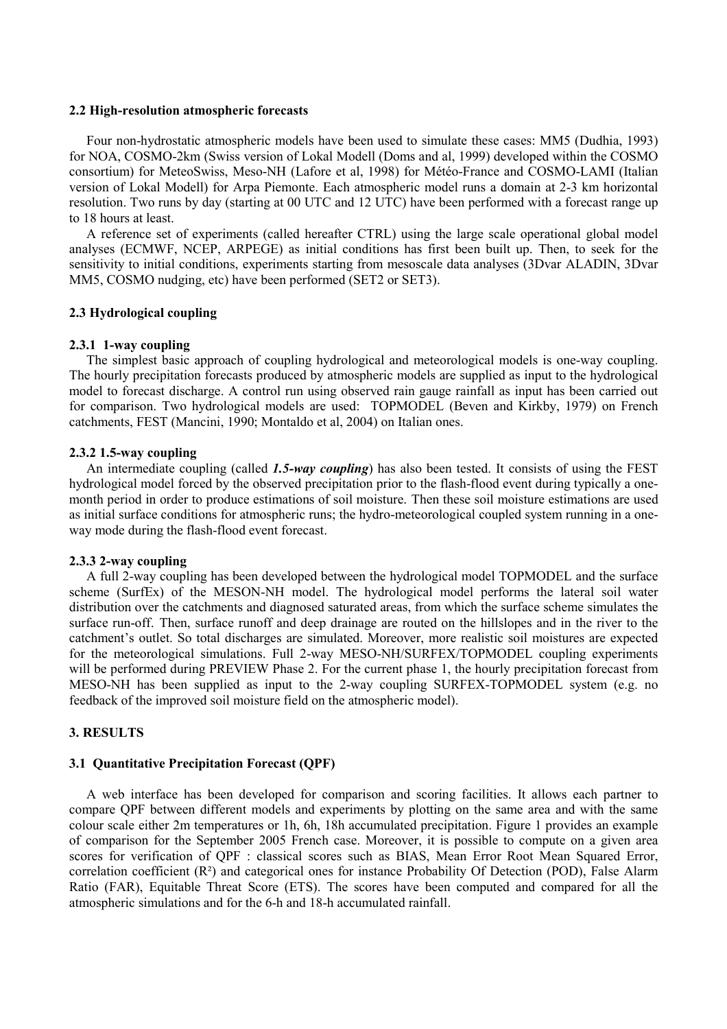### 2.2 High-resolution atmospheric forecasts

Four non-hydrostatic atmospheric models have been used to simulate these cases: MM5 (Dudhia, 1993) for NOA, COSMO-2km (Swiss version of Lokal Modell (Doms and al, 1999) developed within the COSMO consortium) for MeteoSwiss, Meso-NH (Lafore et al, 1998) for Météo-France and COSMO-LAMI (Italian version of Lokal Modell) for Arpa Piemonte. Each atmospheric model runs a domain at 2-3 km horizontal resolution. Two runs by day (starting at 00 UTC and 12 UTC) have been performed with a forecast range up to 18 hours at least.

A reference set of experiments (called hereafter CTRL) using the large scale operational global model analyses (ECMWF, NCEP, ARPEGE) as initial conditions has first been built up. Then, to seek for the sensitivity to initial conditions, experiments starting from mesoscale data analyses (3Dvar ALADIN, 3Dvar MM5, COSMO nudging, etc) have been performed (SET2 or SET3).

### 2.3 Hydrological coupling

#### 2.3.1 1-way coupling

The simplest basic approach of coupling hydrological and meteorological models is one-way coupling. The hourly precipitation forecasts produced by atmospheric models are supplied as input to the hydrological model to forecast discharge. A control run using observed rain gauge rainfall as input has been carried out for comparison. Two hydrological models are used: TOPMODEL (Beven and Kirkby, 1979) on French catchments, FEST (Mancini, 1990; Montaldo et al, 2004) on Italian ones.

#### 2.3.2 1.5-way coupling

An intermediate coupling (called ***1.5-way coupling***) has also been tested. It consists of using the FEST hydrological model forced by the observed precipitation prior to the flash-flood event during typically a one-month period in order to produce estimations of soil moisture. Then these soil moisture estimations are used as initial surface conditions for atmospheric runs; the hydro-meteorological coupled system running in a one-way mode during the flash-flood event forecast.

#### 2.3.3 2-way coupling

A full 2-way coupling has been developed between the hydrological model TOPMODEL and the surface scheme (SurfEx) of the MESON-NH model. The hydrological model performs the lateral soil water distribution over the catchments and diagnosed saturated areas, from which the surface scheme simulates the surface run-off. Then, surface runoff and deep drainage are routed on the hillslopes and in the river to the catchment's outlet. So total discharges are simulated. Moreover, more realistic soil moistures are expected for the meteorological simulations. Full 2-way MESO-NH/SURFEX/TOPMODEL coupling experiments will be performed during PREVIEW Phase 2. For the current phase 1, the hourly precipitation forecast from MESO-NH has been supplied as input to the 2-way coupling SURFEX-TOPMODEL system (e.g. no feedback of the improved soil moisture field on the atmospheric model).

## 3. RESULTS

### 3.1 Quantitative Precipitation Forecast (QPF)

A web interface has been developed for comparison and scoring facilities. It allows each partner to compare QPF between different models and experiments by plotting on the same area and with the same colour scale either 2m temperatures or 1h, 6h, 18h accumulated precipitation. Figure 1 provides an example of comparison for the September 2005 French case. Moreover, it is possible to compute on a given area scores for verification of QPF : classical scores such as BIAS, Mean Error Root Mean Squared Error, correlation coefficient ($R^2$) and categorical ones for instance Probability Of Detection (POD), False Alarm Ratio (FAR), Equitable Threat Score (ETS). The scores have been computed and compared for all the atmospheric simulations and for the 6-h and 18-h accumulated rainfall.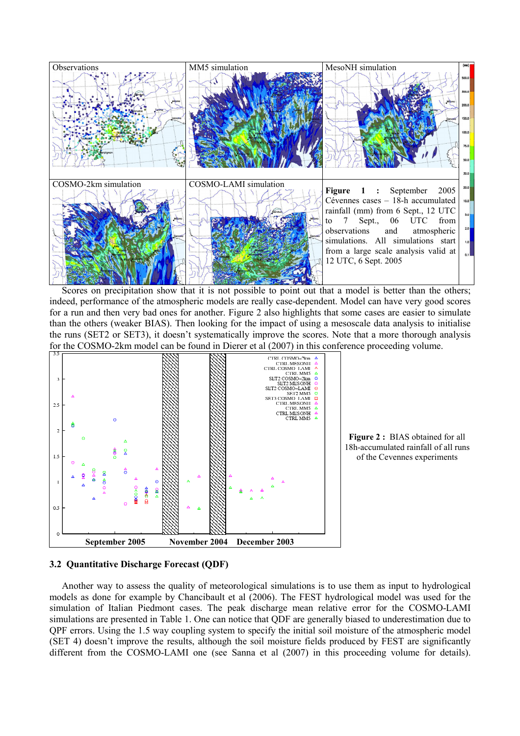**Figure 1 :** September 2005 Cévennes cases – 18-h accumulated rainfall (mm) from 6 Sept., 12 UTC to 7 Sept., 06 UTC from observations and atmospheric simulations. All simulations start from a large scale analysis valid at 12 UTC, 6 Sept. 2005

Scores on precipitation show that it is not possible to point out that a model is better than the others; indeed, performance of the atmospheric models are really case-dependent. Model can have very good scores for a run and then very bad ones for another. Figure 2 also highlights that some cases are easier to simulate than the others (weaker BIAS). Then looking for the impact of using a mesoscale data analysis to initialise the runs (SET2 or SET3), it doesn't systematically improve the scores. Note that a more thorough analysis for the COSMO-2km model can be found in Dierer et al (2007) in this conference proceeding volume.

**Figure 2 :** BIAS obtained for all 18h-accumulated rainfall of all runs of the Cevennes experiments

### 3.2 Quantitative Discharge Forecast (QDF)

Another way to assess the quality of meteorological simulations is to use them as input to hydrological models as done for example by Chancibault et al (2006). The FEST hydrological model was used for the simulation of Italian Piedmont cases. The peak discharge mean relative error for the COSMO-LAMI simulations are presented in Table 1. One can notice that QDF are generally biased to underestimation due to QPF errors. Using the 1.5 way coupling system to specify the initial soil moisture of the atmospheric model (SET 4) doesn't improve the results, although the soil moisture fields produced by FEST are significantly different from the COSMO-LAMI one (see Sanna et al (2007) in this proceeding volume for details).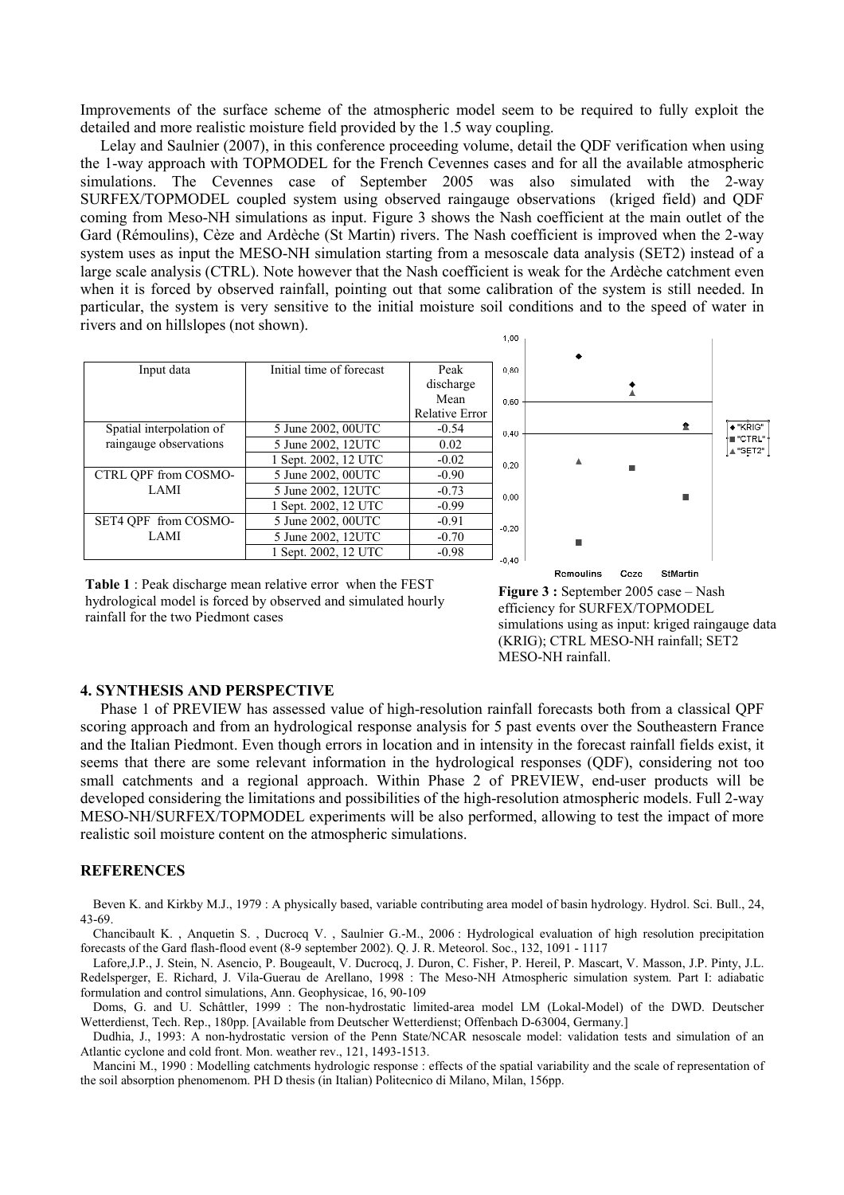Improvements of the surface scheme of the atmospheric model seem to be required to fully exploit the detailed and more realistic moisture field provided by the 1.5 way coupling.

Lelay and Saulnier (2007), in this conference proceeding volume, detail the QDF verification when using the 1-way approach with TOPMODEL for the French Cevennes cases and for all the available atmospheric simulations. The Cevennes case of September 2005 was also simulated with the 2-way SURFEX/TOPMODEL coupled system using observed raingauge observations (kriged field) and QDF coming from Meso-NH simulations as input. Figure 3 shows the Nash coefficient at the main outlet of the Gard (Rémoulins), Cèze and Ardèche (St Martin) rivers. The Nash coefficient is improved when the 2-way system uses as input the MESO-NH simulation starting from a mesoscale data analysis (SET2) instead of a large scale analysis (CTRL). Note however that the Nash coefficient is weak for the Ardèche catchment even when it is forced by observed rainfall, pointing out that some calibration of the system is still needed. In particular, the system is very sensitive to the initial moisture soil conditions and to the speed of water in rivers and on hillslopes (not shown).

| Input data | Initial time of forecast | Peak discharge Mean Relative Error |
|---|---|---|
| Spatial interpolation of raingauge observations | 5 June 2002, 00UTC | -0.54 |
| | 5 June 2002, 12UTC | 0.02 |
| | 1 Sept. 2002, 12 UTC | -0.02 |
| CTRL QPF from COSMO-LAMI | 5 June 2002, 00UTC | -0.90 |
| | 5 June 2002, 12UTC | -0.73 |
| | 1 Sept. 2002, 12 UTC | -0.99 |
| SET4 QPF from COSMO-LAMI | 5 June 2002, 00UTC | -0.91 |
| | 5 June 2002, 12UTC | -0.70 |
| | 1 Sept. 2002, 12 UTC | -0.98 |

**Table 1** : Peak discharge mean relative error when the FEST hydrological model is forced by observed and simulated hourly rainfall for the two Piedmont cases

1,00
0,80
0,60
0,40
0,20
0,00
-0,20
-0,40
Remoulins
Ceze
StMartin
"KRIG"
"CTRL"
"SET2"

**Figure 3 :** September 2005 case – Nash efficiency for SURFEX/TOPMODEL simulations using as input: kriged raingauge data (KRIG); CTRL MESO-NH rainfall; SET2 MESO-NH rainfall.

## 4. SYNTHESIS AND PERSPECTIVE

Phase 1 of PREVIEW has assessed value of high-resolution rainfall forecasts both from a classical QPF scoring approach and from an hydrological response analysis for 5 past events over the Southeastern France and the Italian Piedmont. Even though errors in location and in intensity in the forecast rainfall fields exist, it seems that there are some relevant information in the hydrological responses (QDF), considering not too small catchments and a regional approach. Within Phase 2 of PREVIEW, end-user products will be developed considering the limitations and possibilities of the high-resolution atmospheric models. Full 2-way MESO-NH/SURFEX/TOPMODEL experiments will be also performed, allowing to test the impact of more realistic soil moisture content on the atmospheric simulations.

## REFERENCES

Beven K. and Kirkby M.J., 1979 : A physically based, variable contributing area model of basin hydrology. Hydrol. Sci. Bull., 24, 43-69.

Chancibault K. , Anquetin S. , Ducrocq V. , Saulnier G.-M., 2006 : Hydrological evaluation of high resolution precipitation forecasts of the Gard flash-flood event (8-9 september 2002). Q. J. R. Meteorol. Soc., 132, 1091 - 1117

Lafore,J.P., J. Stein, N. Asencio, P. Bougeault, V. Ducrocq, J. Duron, C. Fisher, P. Hereil, P. Mascart, V. Masson, J.P. Pinty, J.L. Redelsperger, E. Richard, J. Vila-Guerau de Arellano, 1998 : The Meso-NH Atmospheric simulation system. Part I: adiabatic formulation and control simulations, Ann. Geophysicae, 16, 90-109

Doms, G. and U. Schâttler, 1999 : The non-hydrostatic limited-area model LM (Lokal-Model) of the DWD. Deutscher Wetterdienst, Tech. Rep., 180pp. [Available from Deutscher Wetterdienst; Offenbach D-63004, Germany.]

Dudhia, J., 1993: A non-hydrostatic version of the Penn State/NCAR nesoscale model: validation tests and simulation of an Atlantic cyclone and cold front. Mon. weather rev., 121, 1493-1513.

Mancini M., 1990 : Modelling catchments hydrologic response : effects of the spatial variability and the scale of representation of the soil absorption phenomenom. PH D thesis (in Italian) Politecnico di Milano, Milan, 156pp.